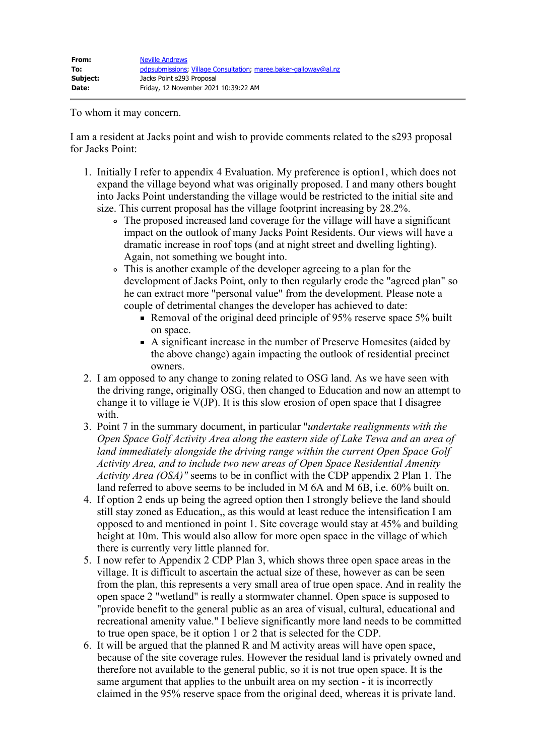| | |
|---|---|
| **From:** | Neville Andrews |
| **To:** | pdpsubmissions; Village Consultation; maree.baker-galloway@al.nz |
| **Subject:** | Jacks Point s293 Proposal |
| **Date:** | Friday, 12 November 2021 10:39:22 AM |

To whom it may concern.

I am a resident at Jacks point and wish to provide comments related to the s293 proposal for Jacks Point:

1. Initially I refer to appendix 4 Evaluation. My preference is option1, which does not expand the village beyond what was originally proposed. I and many others bought into Jacks Point understanding the village would be restricted to the initial site and size. This current proposal has the village footprint increasing by 28.2%.
   - The proposed increased land coverage for the village will have a significant impact on the outlook of many Jacks Point Residents. Our views will have a dramatic increase in roof tops (and at night street and dwelling lighting). Again, not something we bought into.
   - This is another example of the developer agreeing to a plan for the development of Jacks Point, only to then regularly erode the "agreed plan" so he can extract more "personal value" from the development. Please note a couple of detrimental changes the developer has achieved to date:
     - Removal of the original deed principle of 95% reserve space 5% built on space.
     - A significant increase in the number of Preserve Homesites (aided by the above change) again impacting the outlook of residential precinct owners.
2. I am opposed to any change to zoning related to OSG land. As we have seen with the driving range, originally OSG, then changed to Education and now an attempt to change it to village ie V(JP). It is this slow erosion of open space that I disagree with.
3. Point 7 in the summary document, in particular "*undertake realignments with the Open Space Golf Activity Area along the eastern side of Lake Tewa and an area of land immediately alongside the driving range within the current Open Space Golf Activity Area, and to include two new areas of Open Space Residential Amenity Activity Area (OSA)"* seems to be in conflict with the CDP appendix 2 Plan 1. The land referred to above seems to be included in M 6A and M 6B, i.e. 60% built on.
4. If option 2 ends up being the agreed option then I strongly believe the land should still stay zoned as Education,, as this would at least reduce the intensification I am opposed to and mentioned in point 1. Site coverage would stay at 45% and building height at 10m. This would also allow for more open space in the village of which there is currently very little planned for.
5. I now refer to Appendix 2 CDP Plan 3, which shows three open space areas in the village. It is difficult to ascertain the actual size of these, however as can be seen from the plan, this represents a very small area of true open space. And in reality the open space 2 "wetland" is really a stormwater channel. Open space is supposed to "provide benefit to the general public as an area of visual, cultural, educational and recreational amenity value." I believe significantly more land needs to be committed to true open space, be it option 1 or 2 that is selected for the CDP.
6. It will be argued that the planned R and M activity areas will have open space, because of the site coverage rules. However the residual land is privately owned and therefore not available to the general public, so it is not true open space. It is the same argument that applies to the unbuilt area on my section - it is incorrectly claimed in the 95% reserve space from the original deed, whereas it is private land.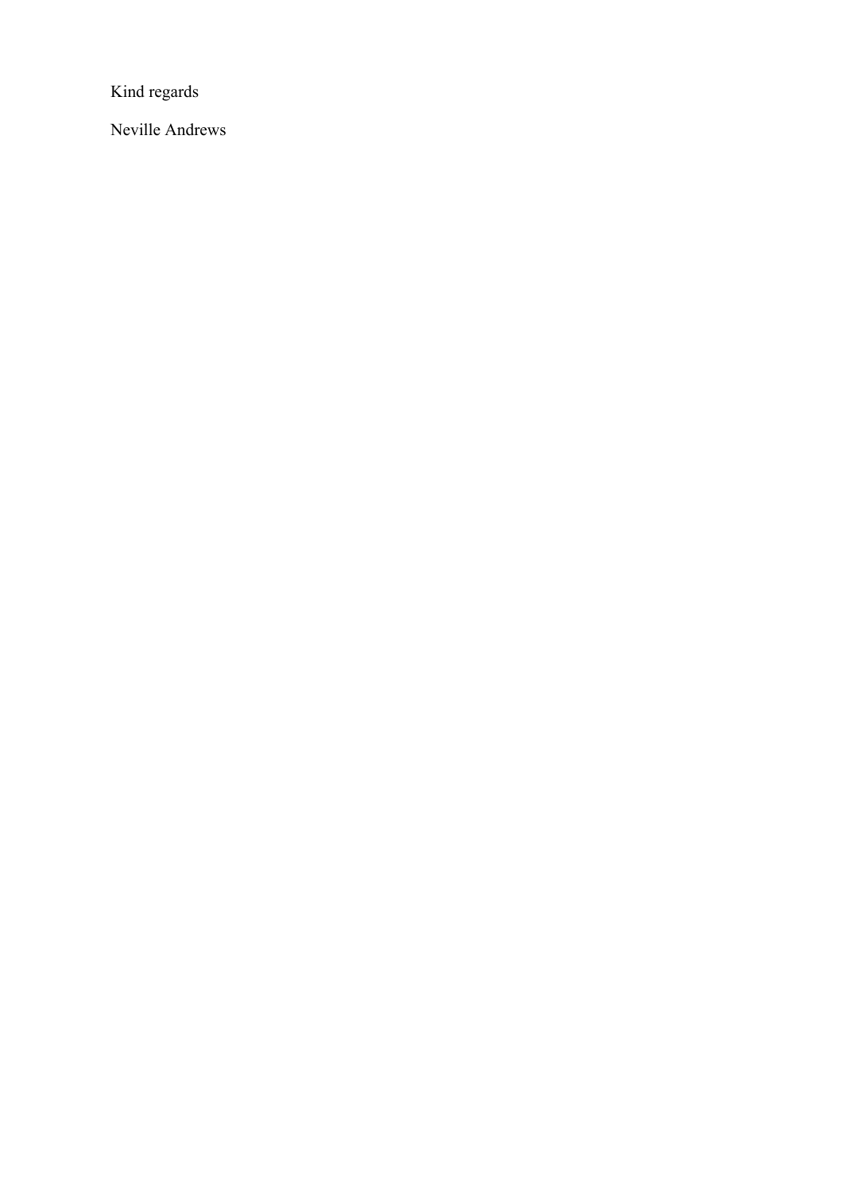Kind regards

Neville Andrews